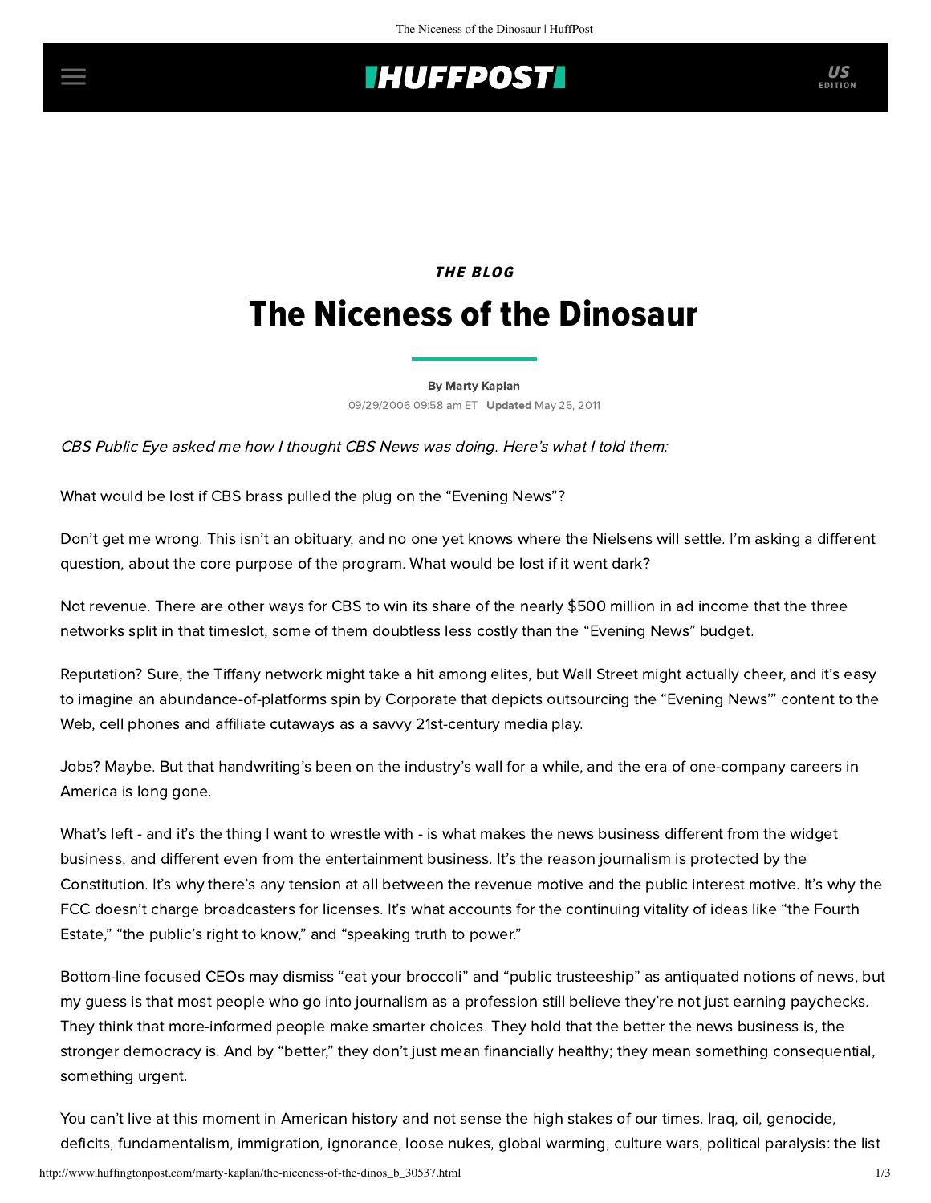THE BLOG

# The Niceness of the Dinosaur

By Marty Kaplan

09/29/2006 09:58 am ET | **Updated** May 25, 2011

*CBS Public Eye asked me how I thought CBS News was doing. Here's what I told them:*

What would be lost if CBS brass pulled the plug on the "Evening News"?

Don't get me wrong. This isn't an obituary, and no one yet knows where the Nielsens will settle. I'm asking a different question, about the core purpose of the program. What would be lost if it went dark?

Not revenue. There are other ways for CBS to win its share of the nearly $500 million in ad income that the three networks split in that timeslot, some of them doubtless less costly than the "Evening News" budget.

Reputation? Sure, the Tiffany network might take a hit among elites, but Wall Street might actually cheer, and it's easy to imagine an abundance-of-platforms spin by Corporate that depicts outsourcing the "Evening News'" content to the Web, cell phones and affiliate cutaways as a savvy 21st-century media play.

Jobs? Maybe. But that handwriting's been on the industry's wall for a while, and the era of one-company careers in America is long gone.

What's left - and it's the thing I want to wrestle with - is what makes the news business different from the widget business, and different even from the entertainment business. It's the reason journalism is protected by the Constitution. It's why there's any tension at all between the revenue motive and the public interest motive. It's why the FCC doesn't charge broadcasters for licenses. It's what accounts for the continuing vitality of ideas like "the Fourth Estate," "the public's right to know," and "speaking truth to power."

Bottom-line focused CEOs may dismiss "eat your broccoli" and "public trusteeship" as antiquated notions of news, but my guess is that most people who go into journalism as a profession still believe they're not just earning paychecks. They think that more-informed people make smarter choices. They hold that the better the news business is, the stronger democracy is. And by "better," they don't just mean financially healthy; they mean something consequential, something urgent.

You can't live at this moment in American history and not sense the high stakes of our times. Iraq, oil, genocide, deficits, fundamentalism, immigration, ignorance, loose nukes, global warming, culture wars, political paralysis: the list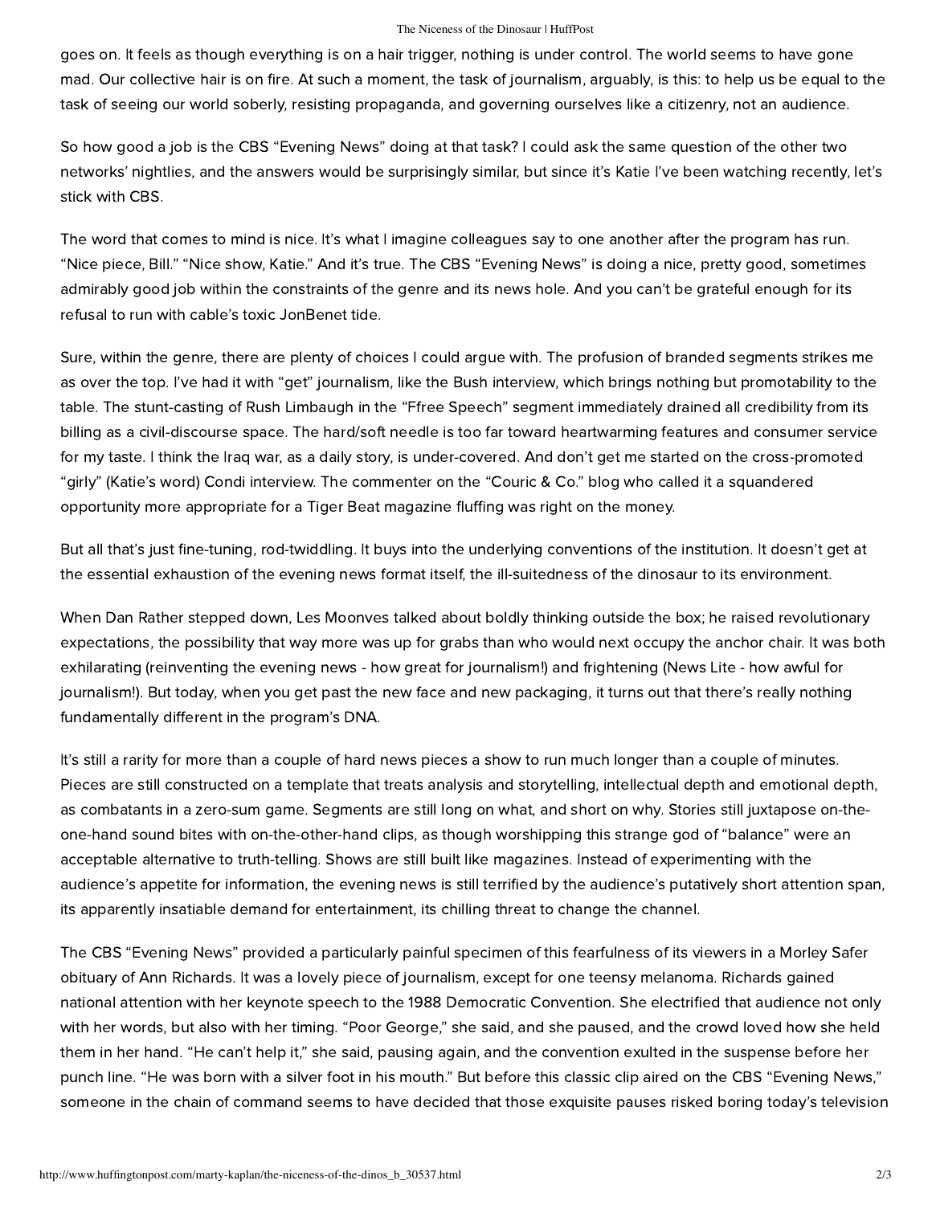goes on. It feels as though everything is on a hair trigger, nothing is under control. The world seems to have gone mad. Our collective hair is on fire. At such a moment, the task of journalism, arguably, is this: to help us be equal to the task of seeing our world soberly, resisting propaganda, and governing ourselves like a citizenry, not an audience.

So how good a job is the CBS "Evening News" doing at that task? I could ask the same question of the other two networks' nightlies, and the answers would be surprisingly similar, but since it's Katie I've been watching recently, let's stick with CBS.

The word that comes to mind is nice. It's what I imagine colleagues say to one another after the program has run. "Nice piece, Bill." "Nice show, Katie." And it's true. The CBS "Evening News" is doing a nice, pretty good, sometimes admirably good job within the constraints of the genre and its news hole. And you can't be grateful enough for its refusal to run with cable's toxic JonBenet tide.

Sure, within the genre, there are plenty of choices I could argue with. The profusion of branded segments strikes me as over the top. I've had it with "get" journalism, like the Bush interview, which brings nothing but promotability to the table. The stunt-casting of Rush Limbaugh in the "Ffree Speech" segment immediately drained all credibility from its billing as a civil-discourse space. The hard/soft needle is too far toward heartwarming features and consumer service for my taste. I think the Iraq war, as a daily story, is under-covered. And don't get me started on the cross-promoted "girly" (Katie's word) Condi interview. The commenter on the "Couric & Co." blog who called it a squandered opportunity more appropriate for a Tiger Beat magazine fluffing was right on the money.

But all that's just fine-tuning, rod-twiddling. It buys into the underlying conventions of the institution. It doesn't get at the essential exhaustion of the evening news format itself, the ill-suitedness of the dinosaur to its environment.

When Dan Rather stepped down, Les Moonves talked about boldly thinking outside the box; he raised revolutionary expectations, the possibility that way more was up for grabs than who would next occupy the anchor chair. It was both exhilarating (reinventing the evening news - how great for journalism!) and frightening (News Lite - how awful for journalism!). But today, when you get past the new face and new packaging, it turns out that there's really nothing fundamentally different in the program's DNA.

It's still a rarity for more than a couple of hard news pieces a show to run much longer than a couple of minutes. Pieces are still constructed on a template that treats analysis and storytelling, intellectual depth and emotional depth, as combatants in a zero-sum game. Segments are still long on what, and short on why. Stories still juxtapose on-the-one-hand sound bites with on-the-other-hand clips, as though worshipping this strange god of "balance" were an acceptable alternative to truth-telling. Shows are still built like magazines. Instead of experimenting with the audience's appetite for information, the evening news is still terrified by the audience's putatively short attention span, its apparently insatiable demand for entertainment, its chilling threat to change the channel.

The CBS "Evening News" provided a particularly painful specimen of this fearfulness of its viewers in a Morley Safer obituary of Ann Richards. It was a lovely piece of journalism, except for one teensy melanoma. Richards gained national attention with her keynote speech to the 1988 Democratic Convention. She electrified that audience not only with her words, but also with her timing. "Poor George," she said, and she paused, and the crowd loved how she held them in her hand. "He can't help it," she said, pausing again, and the convention exulted in the suspense before her punch line. "He was born with a silver foot in his mouth." But before this classic clip aired on the CBS "Evening News," someone in the chain of command seems to have decided that those exquisite pauses risked boring today's television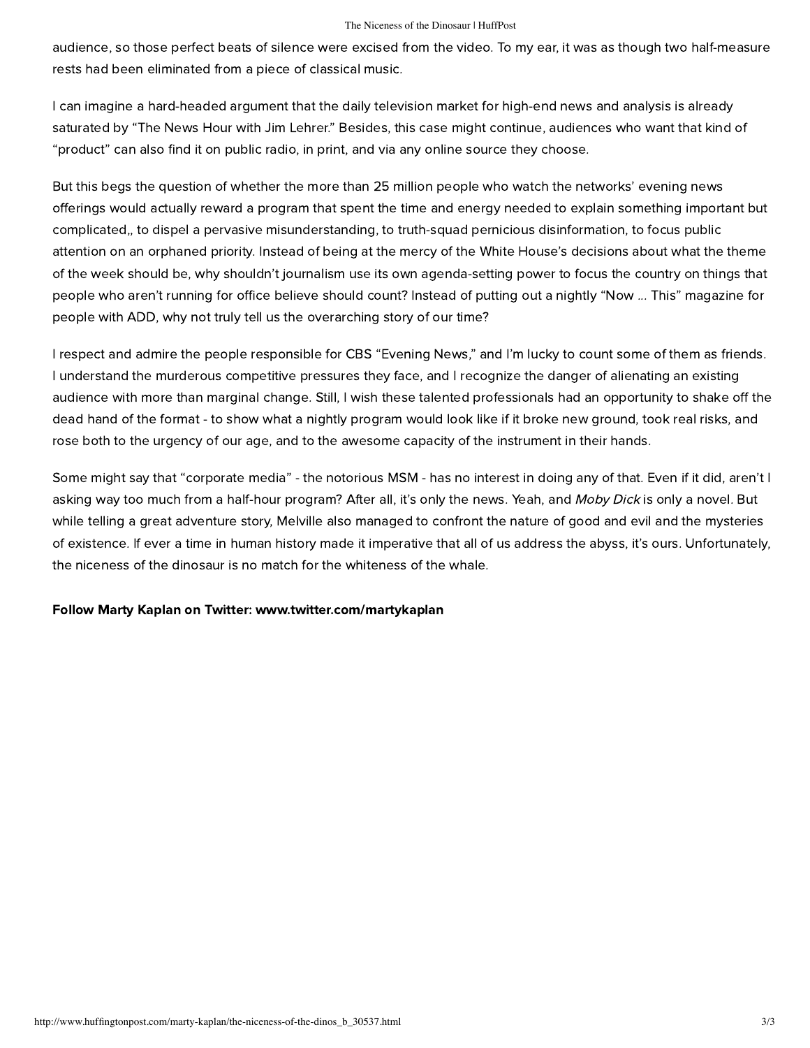audience, so those perfect beats of silence were excised from the video. To my ear, it was as though two half-measure rests had been eliminated from a piece of classical music.

I can imagine a hard-headed argument that the daily television market for high-end news and analysis is already saturated by "The News Hour with Jim Lehrer." Besides, this case might continue, audiences who want that kind of "product" can also find it on public radio, in print, and via any online source they choose.

But this begs the question of whether the more than 25 million people who watch the networks' evening news offerings would actually reward a program that spent the time and energy needed to explain something important but complicated,, to dispel a pervasive misunderstanding, to truth-squad pernicious disinformation, to focus public attention on an orphaned priority. Instead of being at the mercy of the White House's decisions about what the theme of the week should be, why shouldn't journalism use its own agenda-setting power to focus the country on things that people who aren't running for office believe should count? Instead of putting out a nightly "Now ... This" magazine for people with ADD, why not truly tell us the overarching story of our time?

I respect and admire the people responsible for CBS "Evening News," and I'm lucky to count some of them as friends. I understand the murderous competitive pressures they face, and I recognize the danger of alienating an existing audience with more than marginal change. Still, I wish these talented professionals had an opportunity to shake off the dead hand of the format - to show what a nightly program would look like if it broke new ground, took real risks, and rose both to the urgency of our age, and to the awesome capacity of the instrument in their hands.

Some might say that "corporate media" - the notorious MSM - has no interest in doing any of that. Even if it did, aren't I asking way too much from a half-hour program? After all, it's only the news. Yeah, and *Moby Dick* is only a novel. But while telling a great adventure story, Melville also managed to confront the nature of good and evil and the mysteries of existence. If ever a time in human history made it imperative that all of us address the abyss, it's ours. Unfortunately, the niceness of the dinosaur is no match for the whiteness of the whale.

**Follow Marty Kaplan on Twitter: www.twitter.com/martykaplan**